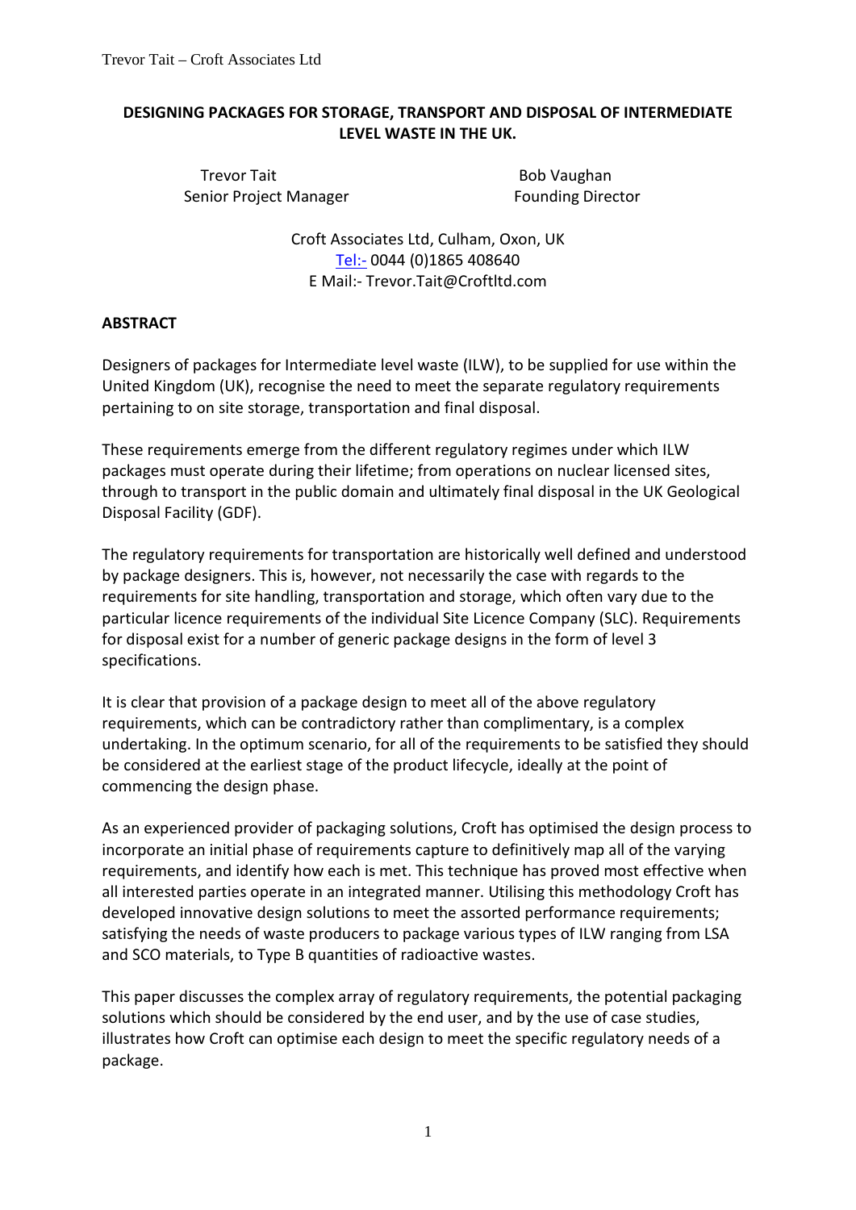**DESIGNING PACKAGES FOR STORAGE, TRANSPORT AND DISPOSAL OF INTERMEDIATE LEVEL WASTE IN THE UK.**

Trevor Tait
Senior Project Manager

Bob Vaughan
Founding Director

Croft Associates Ltd, Culham, Oxon, UK
Tel:- 0044 (0)1865 408640
E Mail:- Trevor.Tait@Croftltd.com

## ABSTRACT

Designers of packages for Intermediate level waste (ILW), to be supplied for use within the United Kingdom (UK), recognise the need to meet the separate regulatory requirements pertaining to on site storage, transportation and final disposal.

These requirements emerge from the different regulatory regimes under which ILW packages must operate during their lifetime; from operations on nuclear licensed sites, through to transport in the public domain and ultimately final disposal in the UK Geological Disposal Facility (GDF).

The regulatory requirements for transportation are historically well defined and understood by package designers. This is, however, not necessarily the case with regards to the requirements for site handling, transportation and storage, which often vary due to the particular licence requirements of the individual Site Licence Company (SLC). Requirements for disposal exist for a number of generic package designs in the form of level 3 specifications.

It is clear that provision of a package design to meet all of the above regulatory requirements, which can be contradictory rather than complimentary, is a complex undertaking. In the optimum scenario, for all of the requirements to be satisfied they should be considered at the earliest stage of the product lifecycle, ideally at the point of commencing the design phase.

As an experienced provider of packaging solutions, Croft has optimised the design process to incorporate an initial phase of requirements capture to definitively map all of the varying requirements, and identify how each is met. This technique has proved most effective when all interested parties operate in an integrated manner. Utilising this methodology Croft has developed innovative design solutions to meet the assorted performance requirements; satisfying the needs of waste producers to package various types of ILW ranging from LSA and SCO materials, to Type B quantities of radioactive wastes.

This paper discusses the complex array of regulatory requirements, the potential packaging solutions which should be considered by the end user, and by the use of case studies, illustrates how Croft can optimise each design to meet the specific regulatory needs of a package.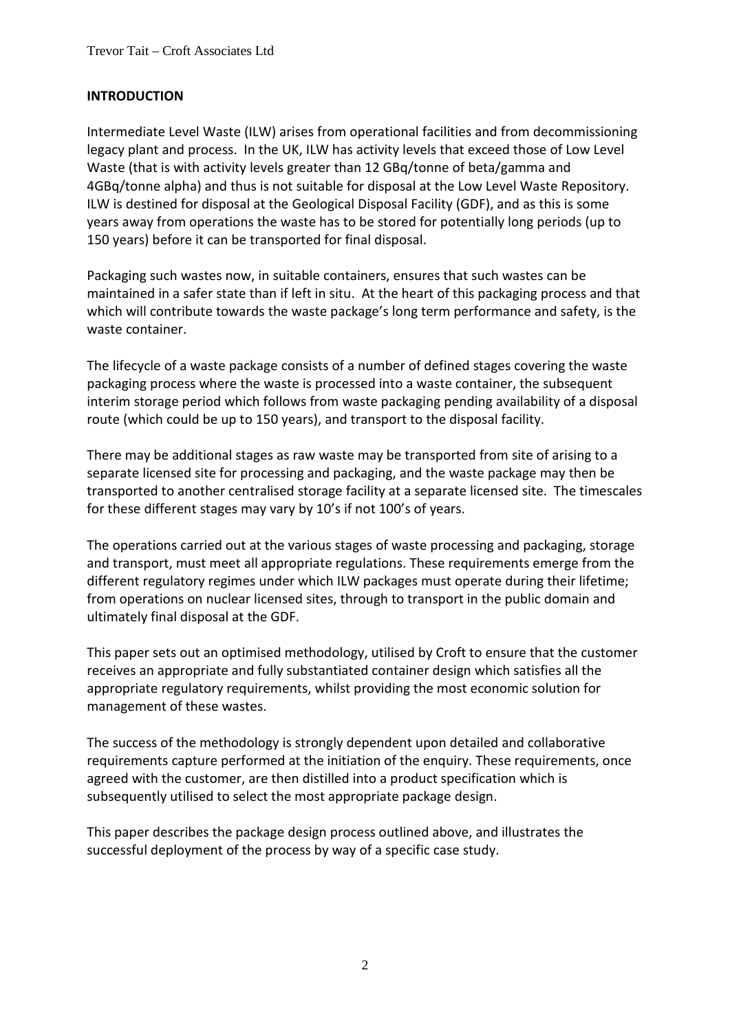## INTRODUCTION

Intermediate Level Waste (ILW) arises from operational facilities and from decommissioning legacy plant and process. In the UK, ILW has activity levels that exceed those of Low Level Waste (that is with activity levels greater than 12 GBq/tonne of beta/gamma and 4GBq/tonne alpha) and thus is not suitable for disposal at the Low Level Waste Repository. ILW is destined for disposal at the Geological Disposal Facility (GDF), and as this is some years away from operations the waste has to be stored for potentially long periods (up to 150 years) before it can be transported for final disposal.

Packaging such wastes now, in suitable containers, ensures that such wastes can be maintained in a safer state than if left in situ. At the heart of this packaging process and that which will contribute towards the waste package's long term performance and safety, is the waste container.

The lifecycle of a waste package consists of a number of defined stages covering the waste packaging process where the waste is processed into a waste container, the subsequent interim storage period which follows from waste packaging pending availability of a disposal route (which could be up to 150 years), and transport to the disposal facility.

There may be additional stages as raw waste may be transported from site of arising to a separate licensed site for processing and packaging, and the waste package may then be transported to another centralised storage facility at a separate licensed site. The timescales for these different stages may vary by 10's if not 100's of years.

The operations carried out at the various stages of waste processing and packaging, storage and transport, must meet all appropriate regulations. These requirements emerge from the different regulatory regimes under which ILW packages must operate during their lifetime; from operations on nuclear licensed sites, through to transport in the public domain and ultimately final disposal at the GDF.

This paper sets out an optimised methodology, utilised by Croft to ensure that the customer receives an appropriate and fully substantiated container design which satisfies all the appropriate regulatory requirements, whilst providing the most economic solution for management of these wastes.

The success of the methodology is strongly dependent upon detailed and collaborative requirements capture performed at the initiation of the enquiry. These requirements, once agreed with the customer, are then distilled into a product specification which is subsequently utilised to select the most appropriate package design.

This paper describes the package design process outlined above, and illustrates the successful deployment of the process by way of a specific case study.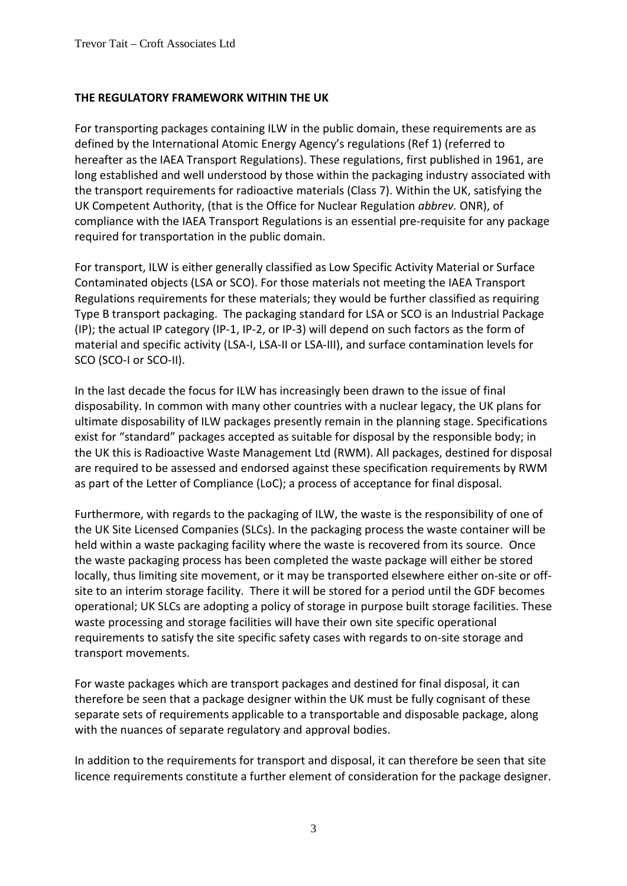**THE REGULATORY FRAMEWORK WITHIN THE UK**

For transporting packages containing ILW in the public domain, these requirements are as defined by the International Atomic Energy Agency's regulations (Ref 1) (referred to hereafter as the IAEA Transport Regulations). These regulations, first published in 1961, are long established and well understood by those within the packaging industry associated with the transport requirements for radioactive materials (Class 7). Within the UK, satisfying the UK Competent Authority, (that is the Office for Nuclear Regulation *abbrev.* ONR), of compliance with the IAEA Transport Regulations is an essential pre-requisite for any package required for transportation in the public domain.

For transport, ILW is either generally classified as Low Specific Activity Material or Surface Contaminated objects (LSA or SCO). For those materials not meeting the IAEA Transport Regulations requirements for these materials; they would be further classified as requiring Type B transport packaging. The packaging standard for LSA or SCO is an Industrial Package (IP); the actual IP category (IP-1, IP-2, or IP-3) will depend on such factors as the form of material and specific activity (LSA-I, LSA-II or LSA-III), and surface contamination levels for SCO (SCO-I or SCO-II).

In the last decade the focus for ILW has increasingly been drawn to the issue of final disposability. In common with many other countries with a nuclear legacy, the UK plans for ultimate disposability of ILW packages presently remain in the planning stage. Specifications exist for "standard" packages accepted as suitable for disposal by the responsible body; in the UK this is Radioactive Waste Management Ltd (RWM). All packages, destined for disposal are required to be assessed and endorsed against these specification requirements by RWM as part of the Letter of Compliance (LoC); a process of acceptance for final disposal.

Furthermore, with regards to the packaging of ILW, the waste is the responsibility of one of the UK Site Licensed Companies (SLCs). In the packaging process the waste container will be held within a waste packaging facility where the waste is recovered from its source. Once the waste packaging process has been completed the waste package will either be stored locally, thus limiting site movement, or it may be transported elsewhere either on-site or off-site to an interim storage facility. There it will be stored for a period until the GDF becomes operational; UK SLCs are adopting a policy of storage in purpose built storage facilities. These waste processing and storage facilities will have their own site specific operational requirements to satisfy the site specific safety cases with regards to on-site storage and transport movements.

For waste packages which are transport packages and destined for final disposal, it can therefore be seen that a package designer within the UK must be fully cognisant of these separate sets of requirements applicable to a transportable and disposable package, along with the nuances of separate regulatory and approval bodies.

In addition to the requirements for transport and disposal, it can therefore be seen that site licence requirements constitute a further element of consideration for the package designer.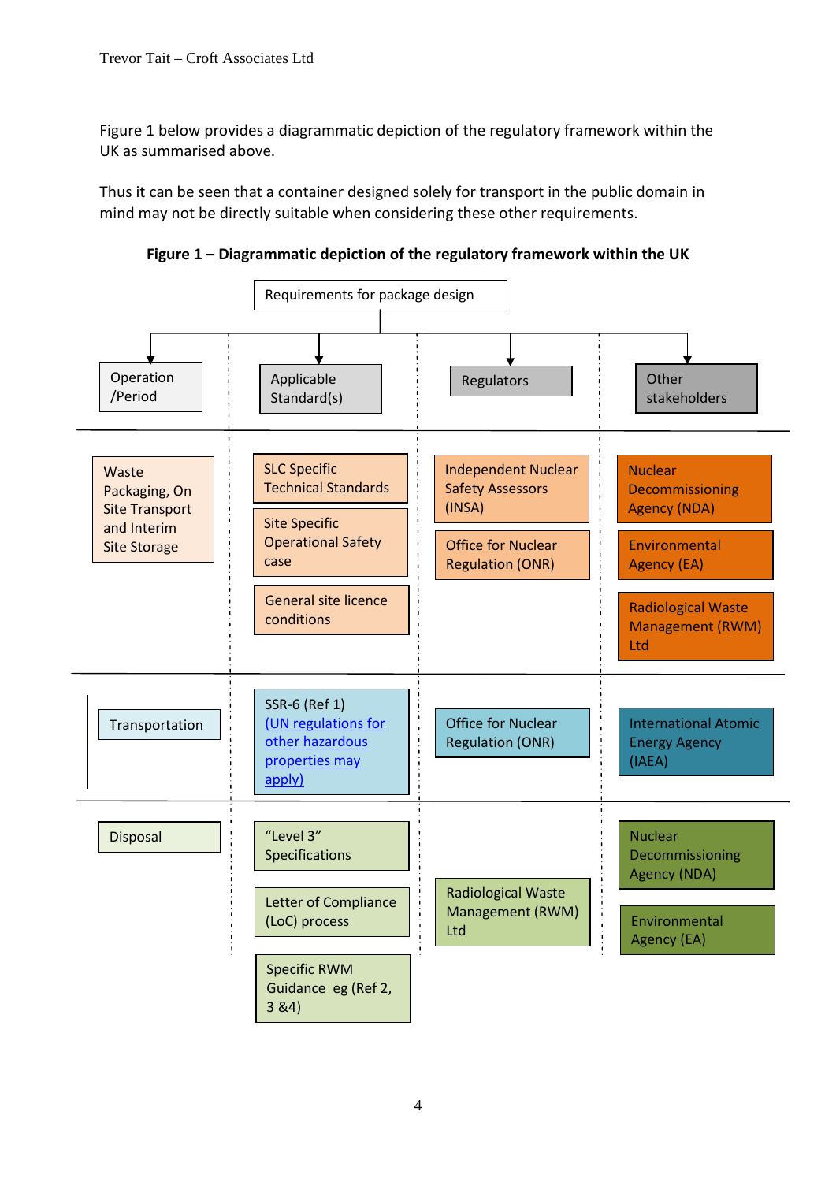Figure 1 below provides a diagrammatic depiction of the regulatory framework within the UK as summarised above.

Thus it can be seen that a container designed solely for transport in the public domain in mind may not be directly suitable when considering these other requirements.

**Figure 1 – Diagrammatic depiction of the regulatory framework within the UK**

Requirements for package design

| Operation /Period | Applicable Standard(s) | Regulators | Other stakeholders |
|---|---|---|---|
| Waste Packaging, On Site Transport and Interim Site Storage | SLC Specific Technical Standards<br>Site Specific Operational Safety case<br>General site licence conditions | Independent Nuclear Safety Assessors (INSA)<br>Office for Nuclear Regulation (ONR) | Nuclear Decommissioning Agency (NDA)<br>Environmental Agency (EA)<br>Radiological Waste Management (RWM) Ltd |
| Transportation | SSR-6 (Ref 1) (UN regulations for other hazardous properties may apply) | Office for Nuclear Regulation (ONR) | International Atomic Energy Agency (IAEA) |
| Disposal | "Level 3" Specifications<br>Letter of Compliance (LoC) process<br>Specific RWM Guidance eg (Ref 2, 3 &4) | Radiological Waste Management (RWM) Ltd | Nuclear Decommissioning Agency (NDA)<br>Environmental Agency (EA) |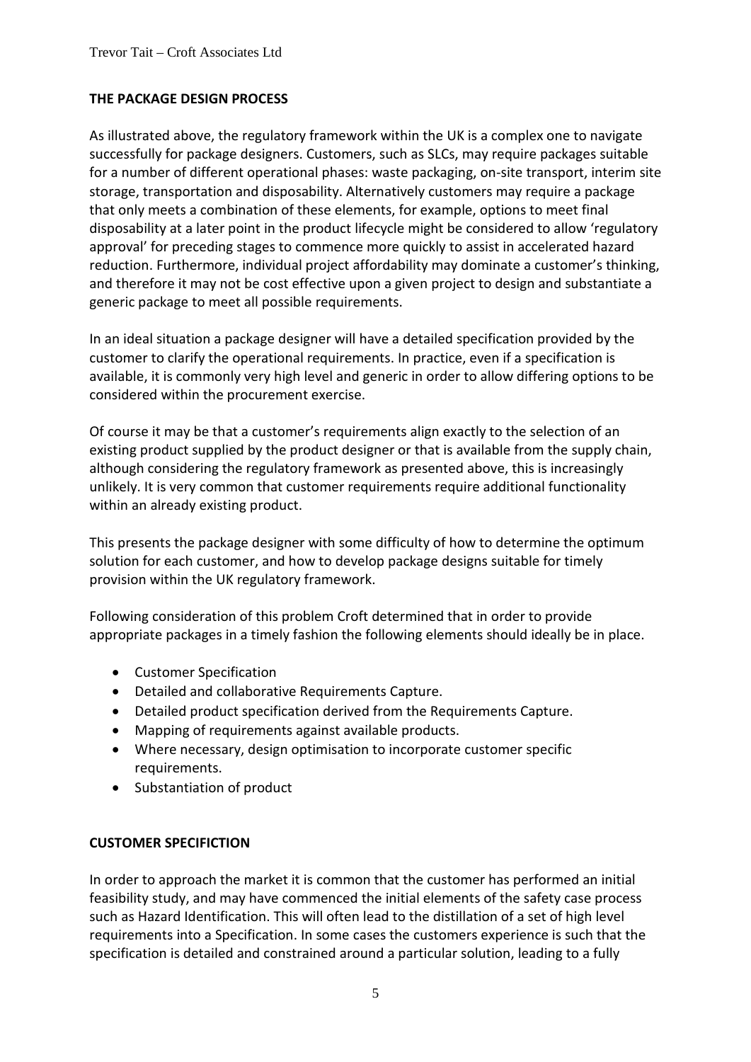## THE PACKAGE DESIGN PROCESS

As illustrated above, the regulatory framework within the UK is a complex one to navigate successfully for package designers. Customers, such as SLCs, may require packages suitable for a number of different operational phases: waste packaging, on-site transport, interim site storage, transportation and disposability. Alternatively customers may require a package that only meets a combination of these elements, for example, options to meet final disposability at a later point in the product lifecycle might be considered to allow 'regulatory approval' for preceding stages to commence more quickly to assist in accelerated hazard reduction. Furthermore, individual project affordability may dominate a customer's thinking, and therefore it may not be cost effective upon a given project to design and substantiate a generic package to meet all possible requirements.

In an ideal situation a package designer will have a detailed specification provided by the customer to clarify the operational requirements. In practice, even if a specification is available, it is commonly very high level and generic in order to allow differing options to be considered within the procurement exercise.

Of course it may be that a customer's requirements align exactly to the selection of an existing product supplied by the product designer or that is available from the supply chain, although considering the regulatory framework as presented above, this is increasingly unlikely. It is very common that customer requirements require additional functionality within an already existing product.

This presents the package designer with some difficulty of how to determine the optimum solution for each customer, and how to develop package designs suitable for timely provision within the UK regulatory framework.

Following consideration of this problem Croft determined that in order to provide appropriate packages in a timely fashion the following elements should ideally be in place.

- Customer Specification
- Detailed and collaborative Requirements Capture.
- Detailed product specification derived from the Requirements Capture.
- Mapping of requirements against available products.
- Where necessary, design optimisation to incorporate customer specific requirements.
- Substantiation of product

## CUSTOMER SPECIFICTION

In order to approach the market it is common that the customer has performed an initial feasibility study, and may have commenced the initial elements of the safety case process such as Hazard Identification. This will often lead to the distillation of a set of high level requirements into a Specification. In some cases the customers experience is such that the specification is detailed and constrained around a particular solution, leading to a fully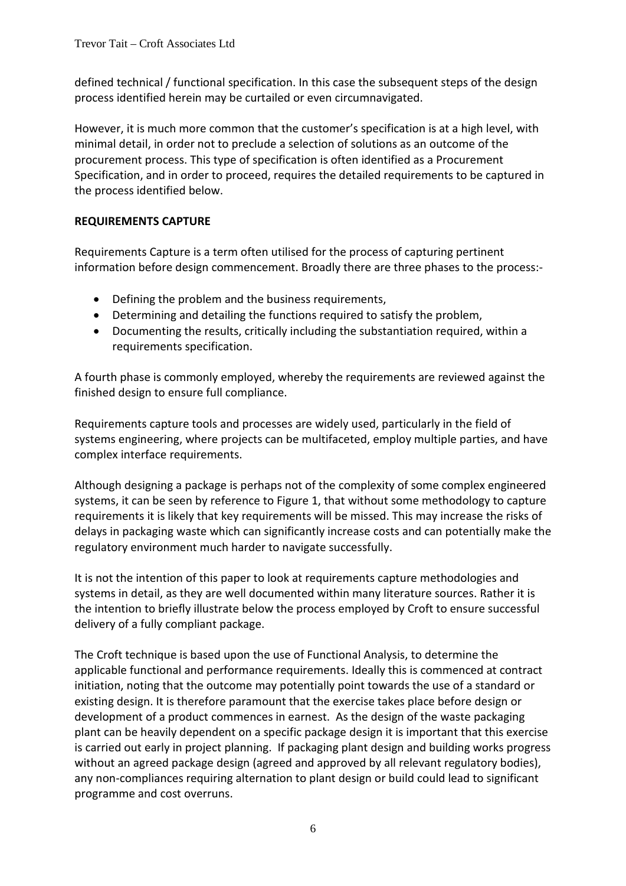defined technical / functional specification. In this case the subsequent steps of the design process identified herein may be curtailed or even circumnavigated.

However, it is much more common that the customer's specification is at a high level, with minimal detail, in order not to preclude a selection of solutions as an outcome of the procurement process. This type of specification is often identified as a Procurement Specification, and in order to proceed, requires the detailed requirements to be captured in the process identified below.

**REQUIREMENTS CAPTURE**

Requirements Capture is a term often utilised for the process of capturing pertinent information before design commencement. Broadly there are three phases to the process:-

- Defining the problem and the business requirements,
- Determining and detailing the functions required to satisfy the problem,
- Documenting the results, critically including the substantiation required, within a requirements specification.

A fourth phase is commonly employed, whereby the requirements are reviewed against the finished design to ensure full compliance.

Requirements capture tools and processes are widely used, particularly in the field of systems engineering, where projects can be multifaceted, employ multiple parties, and have complex interface requirements.

Although designing a package is perhaps not of the complexity of some complex engineered systems, it can be seen by reference to Figure 1, that without some methodology to capture requirements it is likely that key requirements will be missed. This may increase the risks of delays in packaging waste which can significantly increase costs and can potentially make the regulatory environment much harder to navigate successfully.

It is not the intention of this paper to look at requirements capture methodologies and systems in detail, as they are well documented within many literature sources. Rather it is the intention to briefly illustrate below the process employed by Croft to ensure successful delivery of a fully compliant package.

The Croft technique is based upon the use of Functional Analysis, to determine the applicable functional and performance requirements. Ideally this is commenced at contract initiation, noting that the outcome may potentially point towards the use of a standard or existing design. It is therefore paramount that the exercise takes place before design or development of a product commences in earnest. As the design of the waste packaging plant can be heavily dependent on a specific package design it is important that this exercise is carried out early in project planning. If packaging plant design and building works progress without an agreed package design (agreed and approved by all relevant regulatory bodies), any non-compliances requiring alternation to plant design or build could lead to significant programme and cost overruns.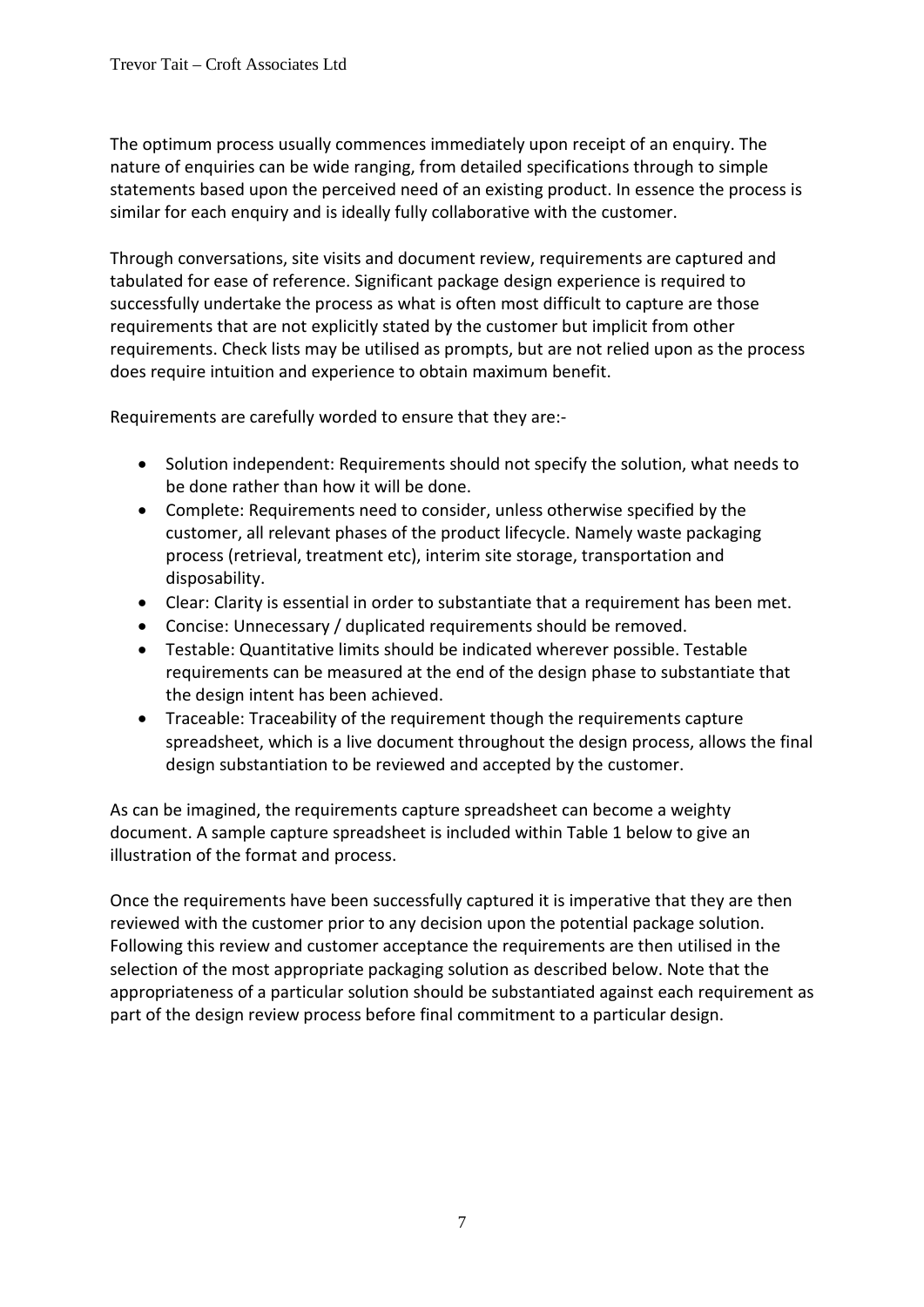The optimum process usually commences immediately upon receipt of an enquiry. The nature of enquiries can be wide ranging, from detailed specifications through to simple statements based upon the perceived need of an existing product. In essence the process is similar for each enquiry and is ideally fully collaborative with the customer.

Through conversations, site visits and document review, requirements are captured and tabulated for ease of reference. Significant package design experience is required to successfully undertake the process as what is often most difficult to capture are those requirements that are not explicitly stated by the customer but implicit from other requirements. Check lists may be utilised as prompts, but are not relied upon as the process does require intuition and experience to obtain maximum benefit.

Requirements are carefully worded to ensure that they are:-

- Solution independent: Requirements should not specify the solution, what needs to be done rather than how it will be done.
- Complete: Requirements need to consider, unless otherwise specified by the customer, all relevant phases of the product lifecycle. Namely waste packaging process (retrieval, treatment etc), interim site storage, transportation and disposability.
- Clear: Clarity is essential in order to substantiate that a requirement has been met.
- Concise: Unnecessary / duplicated requirements should be removed.
- Testable: Quantitative limits should be indicated wherever possible. Testable requirements can be measured at the end of the design phase to substantiate that the design intent has been achieved.
- Traceable: Traceability of the requirement though the requirements capture spreadsheet, which is a live document throughout the design process, allows the final design substantiation to be reviewed and accepted by the customer.

As can be imagined, the requirements capture spreadsheet can become a weighty document. A sample capture spreadsheet is included within Table 1 below to give an illustration of the format and process.

Once the requirements have been successfully captured it is imperative that they are then reviewed with the customer prior to any decision upon the potential package solution. Following this review and customer acceptance the requirements are then utilised in the selection of the most appropriate packaging solution as described below. Note that the appropriateness of a particular solution should be substantiated against each requirement as part of the design review process before final commitment to a particular design.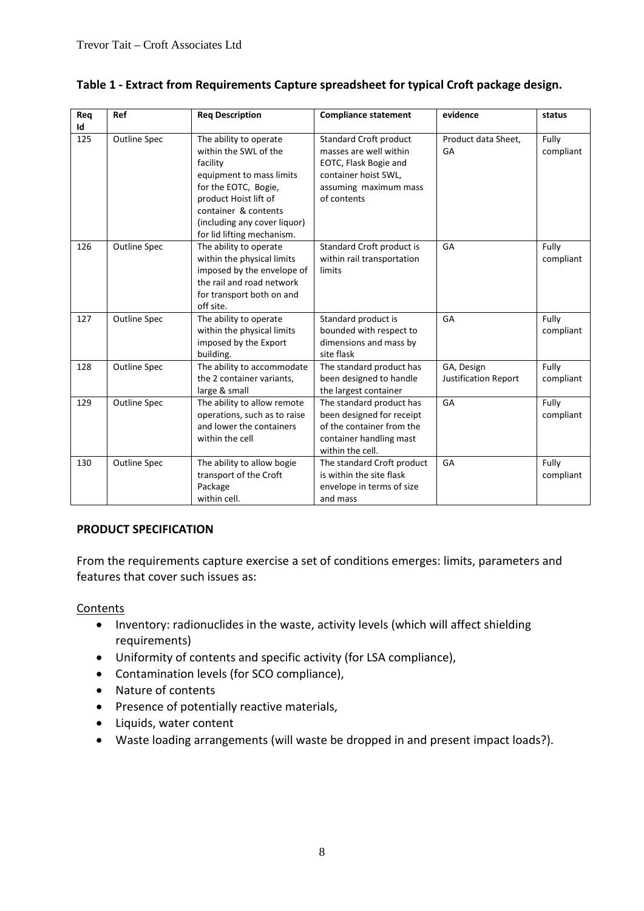**Table 1 - Extract from Requirements Capture spreadsheet for typical Croft package design.**

| Req Id | Ref | Req Description | Compliance statement | evidence | status |
|---|---|---|---|---|---|
| 125 | Outline Spec | The ability to operate within the SWL of the facility equipment to mass limits for the EOTC, Bogie, product Hoist lift of container & contents (including any cover liquor) for lid lifting mechanism. | Standard Croft product masses are well within EOTC, Flask Bogie and container hoist SWL, assuming maximum mass of contents | Product data Sheet, GA | Fully compliant |
| 126 | Outline Spec | The ability to operate within the physical limits imposed by the envelope of the rail and road network for transport both on and off site. | Standard Croft product is within rail transportation limits | GA | Fully compliant |
| 127 | Outline Spec | The ability to operate within the physical limits imposed by the Export building. | Standard product is bounded with respect to dimensions and mass by site flask | GA | Fully compliant |
| 128 | Outline Spec | The ability to accommodate the 2 container variants, large & small | The standard product has been designed to handle the largest container | GA, Design Justification Report | Fully compliant |
| 129 | Outline Spec | The ability to allow remote operations, such as to raise and lower the containers within the cell | The standard product has been designed for receipt of the container from the container handling mast within the cell. | GA | Fully compliant |
| 130 | Outline Spec | The ability to allow bogie transport of the Croft Package within cell. | The standard Croft product is within the site flask envelope in terms of size and mass | GA | Fully compliant |

## PRODUCT SPECIFICATION

From the requirements capture exercise a set of conditions emerges: limits, parameters and features that cover such issues as:

Contents

- Inventory: radionuclides in the waste, activity levels (which will affect shielding requirements)
- Uniformity of contents and specific activity (for LSA compliance),
- Contamination levels (for SCO compliance),
- Nature of contents
- Presence of potentially reactive materials,
- Liquids, water content
- Waste loading arrangements (will waste be dropped in and present impact loads?).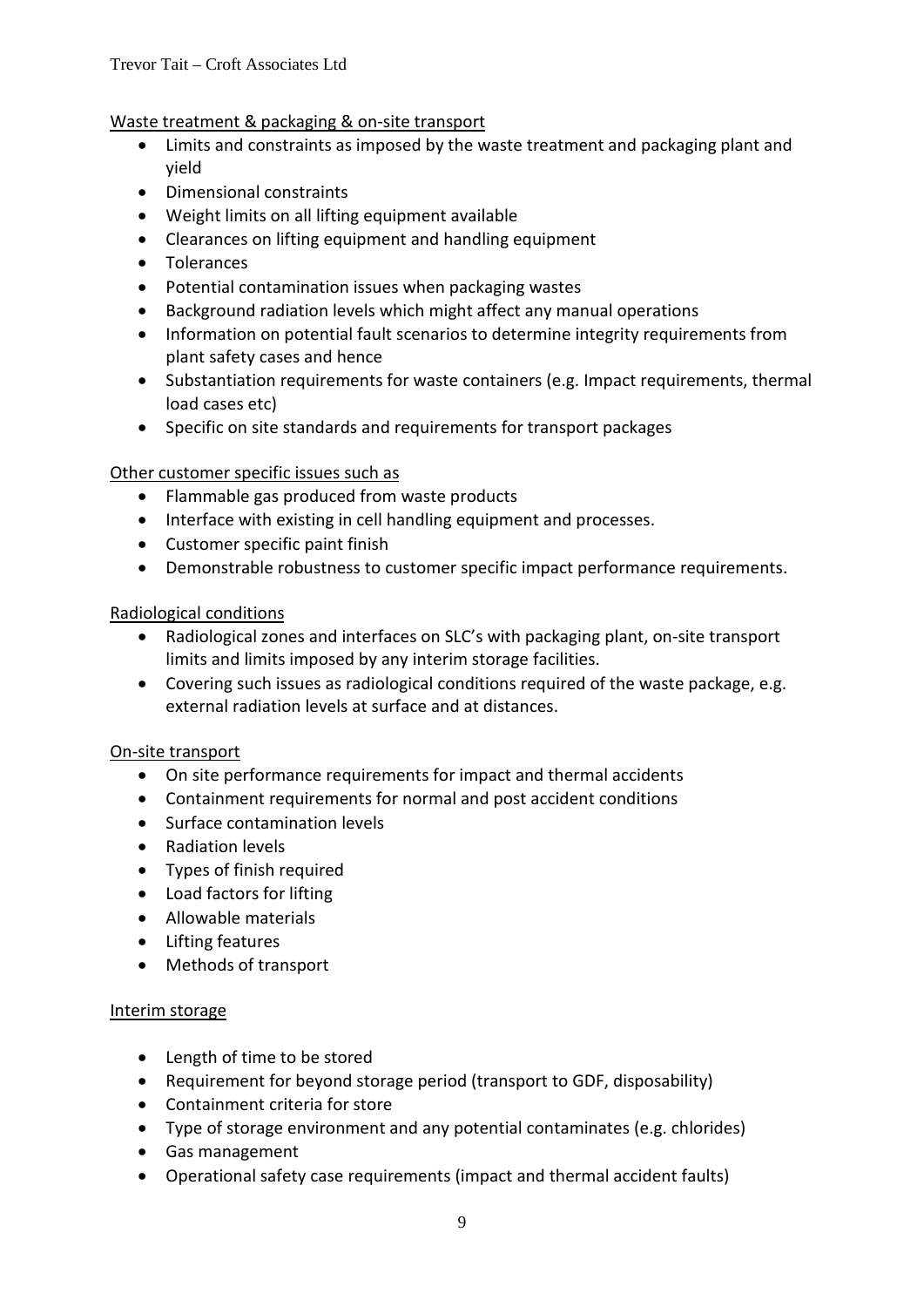Waste treatment & packaging & on-site transport

- Limits and constraints as imposed by the waste treatment and packaging plant and yield
- Dimensional constraints
- Weight limits on all lifting equipment available
- Clearances on lifting equipment and handling equipment
- Tolerances
- Potential contamination issues when packaging wastes
- Background radiation levels which might affect any manual operations
- Information on potential fault scenarios to determine integrity requirements from plant safety cases and hence
- Substantiation requirements for waste containers (e.g. Impact requirements, thermal load cases etc)
- Specific on site standards and requirements for transport packages

Other customer specific issues such as

- Flammable gas produced from waste products
- Interface with existing in cell handling equipment and processes.
- Customer specific paint finish
- Demonstrable robustness to customer specific impact performance requirements.

Radiological conditions

- Radiological zones and interfaces on SLC's with packaging plant, on-site transport limits and limits imposed by any interim storage facilities.
- Covering such issues as radiological conditions required of the waste package, e.g. external radiation levels at surface and at distances.

On-site transport

- On site performance requirements for impact and thermal accidents
- Containment requirements for normal and post accident conditions
- Surface contamination levels
- Radiation levels
- Types of finish required
- Load factors for lifting
- Allowable materials
- Lifting features
- Methods of transport

Interim storage

- Length of time to be stored
- Requirement for beyond storage period (transport to GDF, disposability)
- Containment criteria for store
- Type of storage environment and any potential contaminates (e.g. chlorides)
- Gas management
- Operational safety case requirements (impact and thermal accident faults)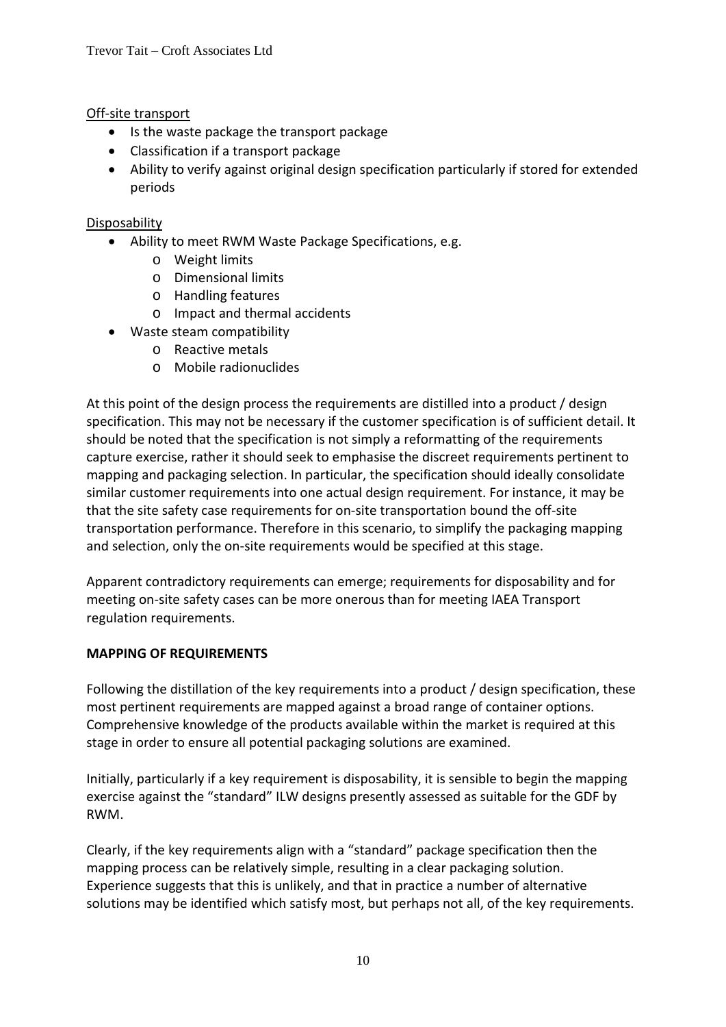Off-site transport

- Is the waste package the transport package
- Classification if a transport package
- Ability to verify against original design specification particularly if stored for extended periods

Disposability

- Ability to meet RWM Waste Package Specifications, e.g.
    - Weight limits
    - Dimensional limits
    - Handling features
    - Impact and thermal accidents
- Waste steam compatibility
    - Reactive metals
    - Mobile radionuclides

At this point of the design process the requirements are distilled into a product / design specification. This may not be necessary if the customer specification is of sufficient detail. It should be noted that the specification is not simply a reformatting of the requirements capture exercise, rather it should seek to emphasise the discreet requirements pertinent to mapping and packaging selection. In particular, the specification should ideally consolidate similar customer requirements into one actual design requirement. For instance, it may be that the site safety case requirements for on-site transportation bound the off-site transportation performance. Therefore in this scenario, to simplify the packaging mapping and selection, only the on-site requirements would be specified at this stage.

Apparent contradictory requirements can emerge; requirements for disposability and for meeting on-site safety cases can be more onerous than for meeting IAEA Transport regulation requirements.

**MAPPING OF REQUIREMENTS**

Following the distillation of the key requirements into a product / design specification, these most pertinent requirements are mapped against a broad range of container options. Comprehensive knowledge of the products available within the market is required at this stage in order to ensure all potential packaging solutions are examined.

Initially, particularly if a key requirement is disposability, it is sensible to begin the mapping exercise against the "standard" ILW designs presently assessed as suitable for the GDF by RWM.

Clearly, if the key requirements align with a "standard" package specification then the mapping process can be relatively simple, resulting in a clear packaging solution. Experience suggests that this is unlikely, and that in practice a number of alternative solutions may be identified which satisfy most, but perhaps not all, of the key requirements.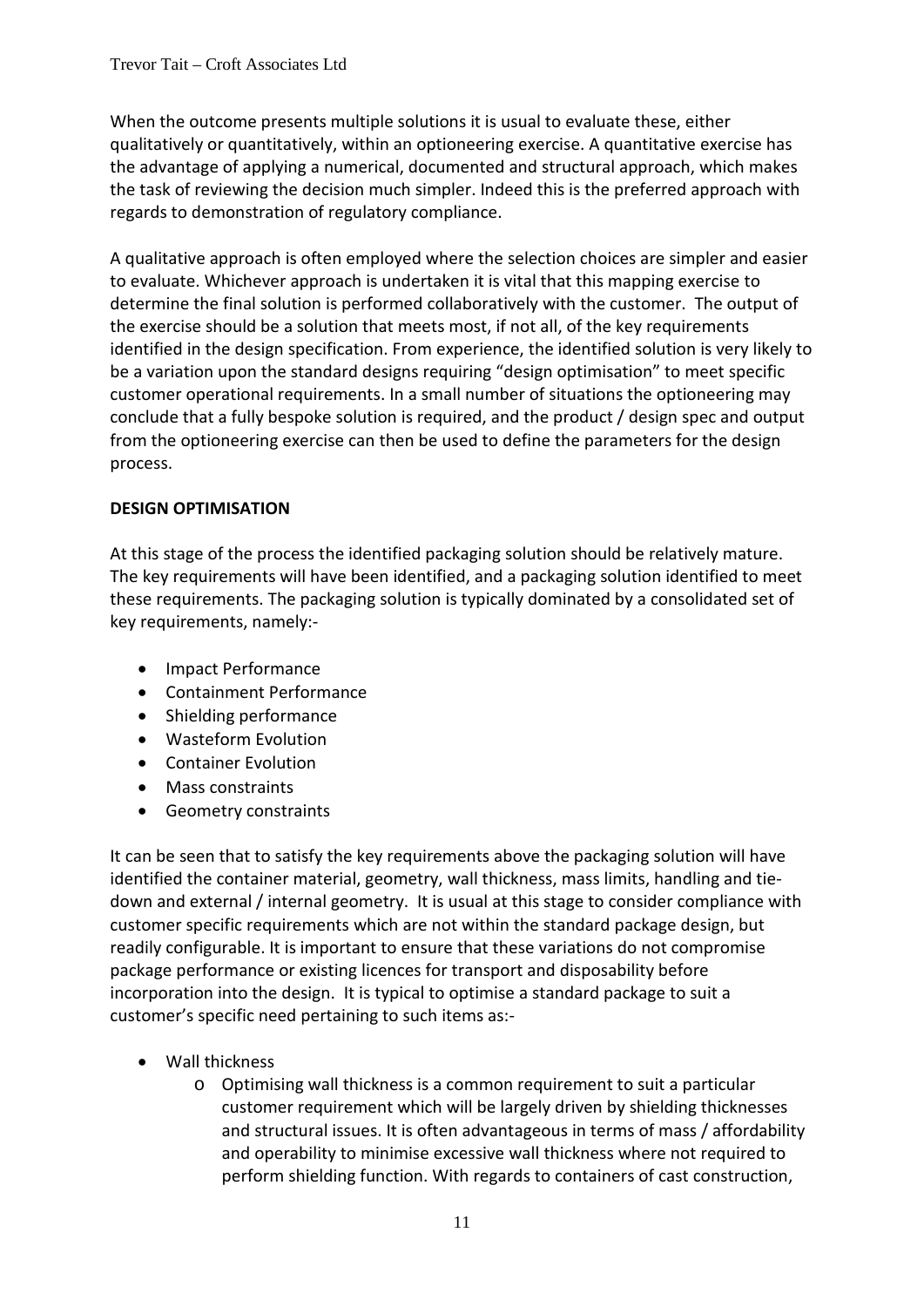When the outcome presents multiple solutions it is usual to evaluate these, either qualitatively or quantitatively, within an optioneering exercise. A quantitative exercise has the advantage of applying a numerical, documented and structural approach, which makes the task of reviewing the decision much simpler. Indeed this is the preferred approach with regards to demonstration of regulatory compliance.

A qualitative approach is often employed where the selection choices are simpler and easier to evaluate. Whichever approach is undertaken it is vital that this mapping exercise to determine the final solution is performed collaboratively with the customer. The output of the exercise should be a solution that meets most, if not all, of the key requirements identified in the design specification. From experience, the identified solution is very likely to be a variation upon the standard designs requiring "design optimisation" to meet specific customer operational requirements. In a small number of situations the optioneering may conclude that a fully bespoke solution is required, and the product / design spec and output from the optioneering exercise can then be used to define the parameters for the design process.

**DESIGN OPTIMISATION**

At this stage of the process the identified packaging solution should be relatively mature. The key requirements will have been identified, and a packaging solution identified to meet these requirements. The packaging solution is typically dominated by a consolidated set of key requirements, namely:-

- Impact Performance
- Containment Performance
- Shielding performance
- Wasteform Evolution
- Container Evolution
- Mass constraints
- Geometry constraints

It can be seen that to satisfy the key requirements above the packaging solution will have identified the container material, geometry, wall thickness, mass limits, handling and tie-down and external / internal geometry. It is usual at this stage to consider compliance with customer specific requirements which are not within the standard package design, but readily configurable. It is important to ensure that these variations do not compromise package performance or existing licences for transport and disposability before incorporation into the design. It is typical to optimise a standard package to suit a customer's specific need pertaining to such items as:-

- Wall thickness
  - Optimising wall thickness is a common requirement to suit a particular customer requirement which will be largely driven by shielding thicknesses and structural issues. It is often advantageous in terms of mass / affordability and operability to minimise excessive wall thickness where not required to perform shielding function. With regards to containers of cast construction,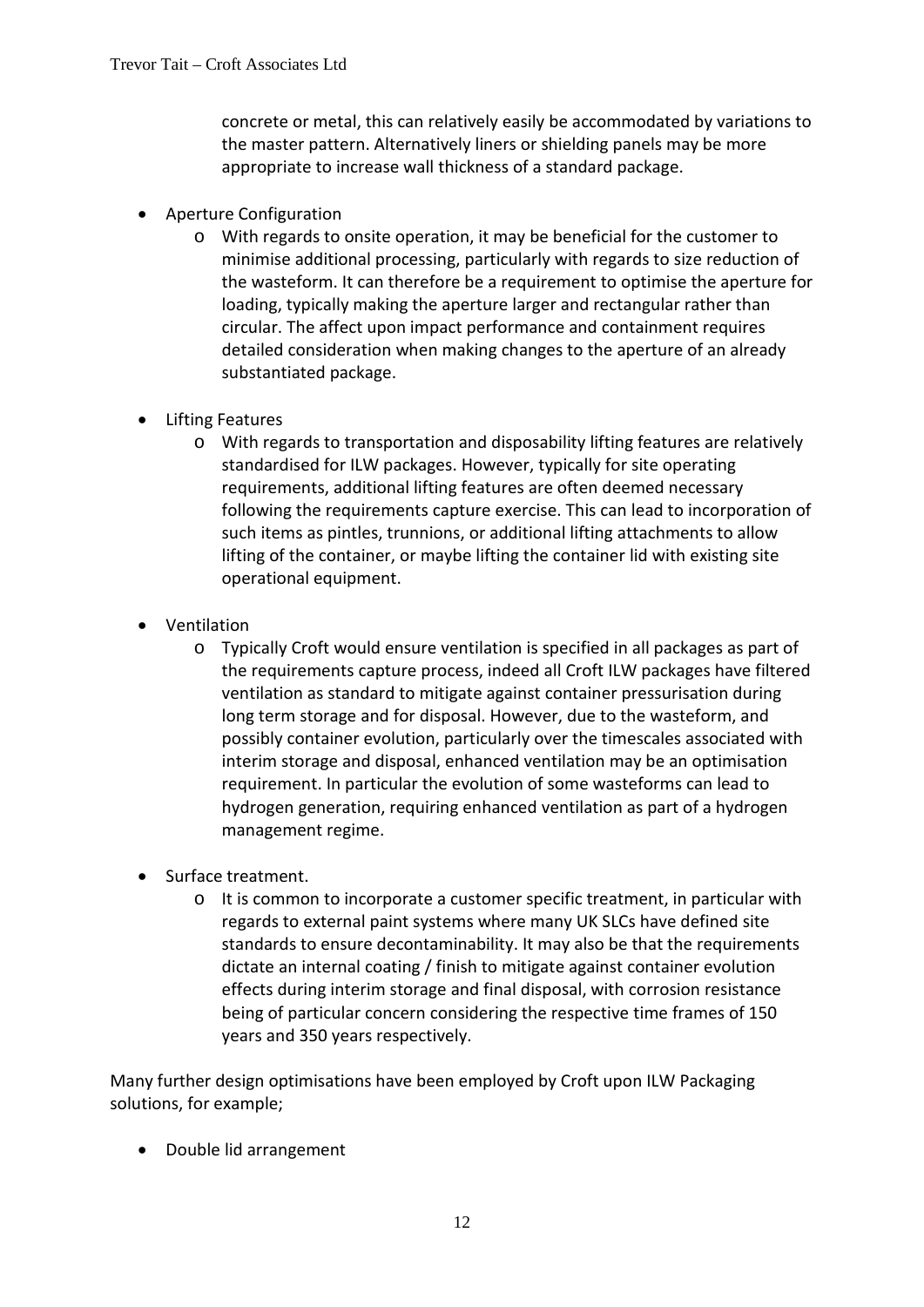concrete or metal, this can relatively easily be accommodated by variations to the master pattern. Alternatively liners or shielding panels may be more appropriate to increase wall thickness of a standard package.

- Aperture Configuration
  - With regards to onsite operation, it may be beneficial for the customer to minimise additional processing, particularly with regards to size reduction of the wasteform. It can therefore be a requirement to optimise the aperture for loading, typically making the aperture larger and rectangular rather than circular. The affect upon impact performance and containment requires detailed consideration when making changes to the aperture of an already substantiated package.

- Lifting Features
  - With regards to transportation and disposability lifting features are relatively standardised for ILW packages. However, typically for site operating requirements, additional lifting features are often deemed necessary following the requirements capture exercise. This can lead to incorporation of such items as pintles, trunnions, or additional lifting attachments to allow lifting of the container, or maybe lifting the container lid with existing site operational equipment.

- Ventilation
  - Typically Croft would ensure ventilation is specified in all packages as part of the requirements capture process, indeed all Croft ILW packages have filtered ventilation as standard to mitigate against container pressurisation during long term storage and for disposal. However, due to the wasteform, and possibly container evolution, particularly over the timescales associated with interim storage and disposal, enhanced ventilation may be an optimisation requirement. In particular the evolution of some wasteforms can lead to hydrogen generation, requiring enhanced ventilation as part of a hydrogen management regime.

- Surface treatment.
  - It is common to incorporate a customer specific treatment, in particular with regards to external paint systems where many UK SLCs have defined site standards to ensure decontaminability. It may also be that the requirements dictate an internal coating / finish to mitigate against container evolution effects during interim storage and final disposal, with corrosion resistance being of particular concern considering the respective time frames of 150 years and 350 years respectively.

Many further design optimisations have been employed by Croft upon ILW Packaging solutions, for example;

- Double lid arrangement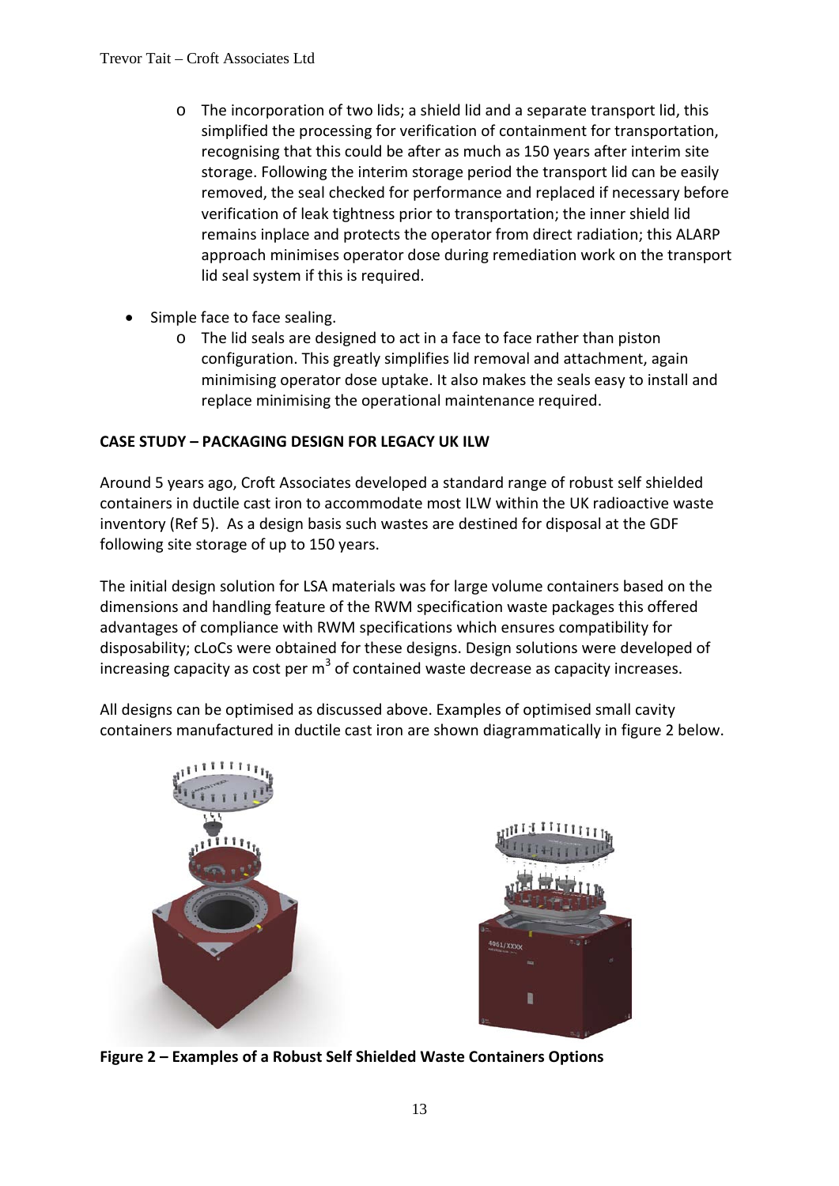- The incorporation of two lids; a shield lid and a separate transport lid, this simplified the processing for verification of containment for transportation, recognising that this could be after as much as 150 years after interim site storage. Following the interim storage period the transport lid can be easily removed, the seal checked for performance and replaced if necessary before verification of leak tightness prior to transportation; the inner shield lid remains inplace and protects the operator from direct radiation; this ALARP approach minimises operator dose during remediation work on the transport lid seal system if this is required.

- Simple face to face sealing.
  - The lid seals are designed to act in a face to face rather than piston configuration. This greatly simplifies lid removal and attachment, again minimising operator dose uptake. It also makes the seals easy to install and replace minimising the operational maintenance required.

**CASE STUDY – PACKAGING DESIGN FOR LEGACY UK ILW**

Around 5 years ago, Croft Associates developed a standard range of robust self shielded containers in ductile cast iron to accommodate most ILW within the UK radioactive waste inventory (Ref 5). As a design basis such wastes are destined for disposal at the GDF following site storage of up to 150 years.

The initial design solution for LSA materials was for large volume containers based on the dimensions and handling feature of the RWM specification waste packages this offered advantages of compliance with RWM specifications which ensures compatibility for disposability; cLoCs were obtained for these designs. Design solutions were developed of increasing capacity as cost per $m^3$ of contained waste decrease as capacity increases.

All designs can be optimised as discussed above. Examples of optimised small cavity containers manufactured in ductile cast iron are shown diagrammatically in figure 2 below.

**Figure 2 – Examples of a Robust Self Shielded Waste Containers Options**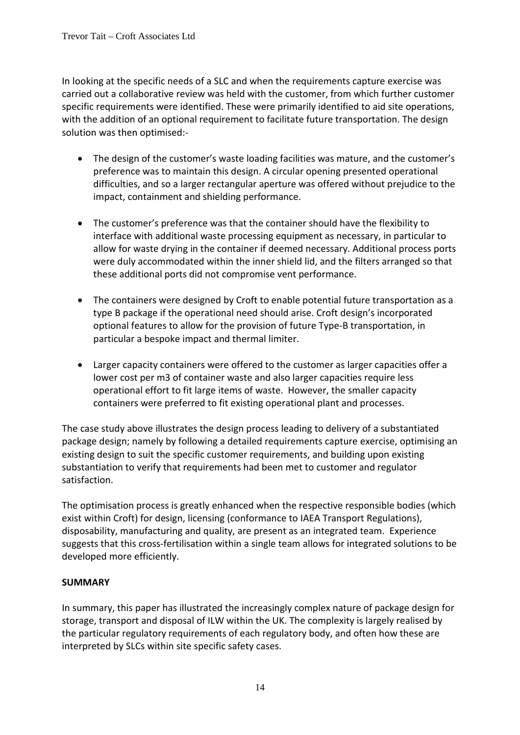In looking at the specific needs of a SLC and when the requirements capture exercise was carried out a collaborative review was held with the customer, from which further customer specific requirements were identified. These were primarily identified to aid site operations, with the addition of an optional requirement to facilitate future transportation. The design solution was then optimised:-

- The design of the customer's waste loading facilities was mature, and the customer's preference was to maintain this design. A circular opening presented operational difficulties, and so a larger rectangular aperture was offered without prejudice to the impact, containment and shielding performance.
- The customer's preference was that the container should have the flexibility to interface with additional waste processing equipment as necessary, in particular to allow for waste drying in the container if deemed necessary. Additional process ports were duly accommodated within the inner shield lid, and the filters arranged so that these additional ports did not compromise vent performance.
- The containers were designed by Croft to enable potential future transportation as a type B package if the operational need should arise. Croft design's incorporated optional features to allow for the provision of future Type-B transportation, in particular a bespoke impact and thermal limiter.
- Larger capacity containers were offered to the customer as larger capacities offer a lower cost per m3 of container waste and also larger capacities require less operational effort to fit large items of waste. However, the smaller capacity containers were preferred to fit existing operational plant and processes.

The case study above illustrates the design process leading to delivery of a substantiated package design; namely by following a detailed requirements capture exercise, optimising an existing design to suit the specific customer requirements, and building upon existing substantiation to verify that requirements had been met to customer and regulator satisfaction.

The optimisation process is greatly enhanced when the respective responsible bodies (which exist within Croft) for design, licensing (conformance to IAEA Transport Regulations), disposability, manufacturing and quality, are present as an integrated team. Experience suggests that this cross-fertilisation within a single team allows for integrated solutions to be developed more efficiently.

**SUMMARY**

In summary, this paper has illustrated the increasingly complex nature of package design for storage, transport and disposal of ILW within the UK. The complexity is largely realised by the particular regulatory requirements of each regulatory body, and often how these are interpreted by SLCs within site specific safety cases.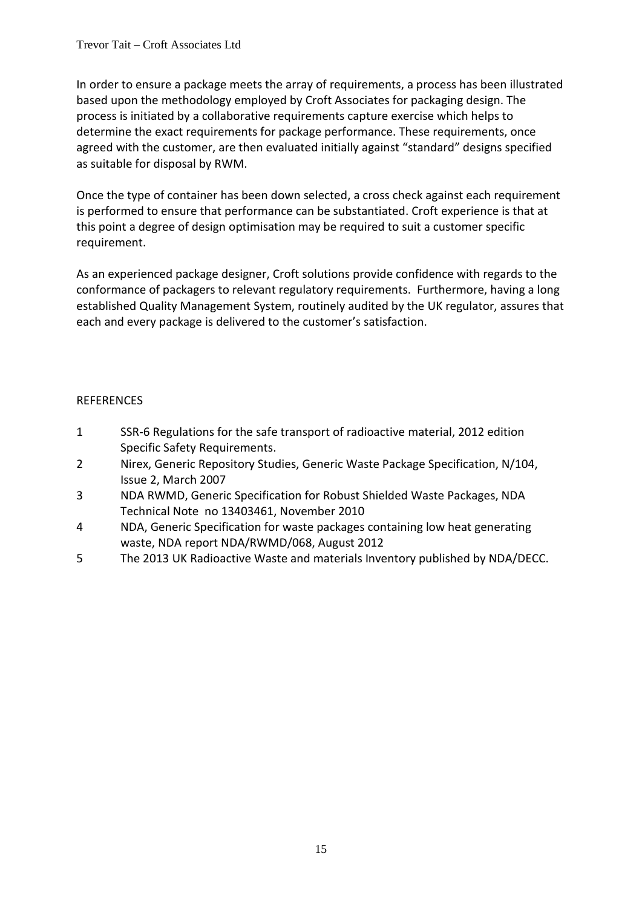In order to ensure a package meets the array of requirements, a process has been illustrated based upon the methodology employed by Croft Associates for packaging design. The process is initiated by a collaborative requirements capture exercise which helps to determine the exact requirements for package performance. These requirements, once agreed with the customer, are then evaluated initially against "standard" designs specified as suitable for disposal by RWM.

Once the type of container has been down selected, a cross check against each requirement is performed to ensure that performance can be substantiated. Croft experience is that at this point a degree of design optimisation may be required to suit a customer specific requirement.

As an experienced package designer, Croft solutions provide confidence with regards to the conformance of packagers to relevant regulatory requirements. Furthermore, having a long established Quality Management System, routinely audited by the UK regulator, assures that each and every package is delivered to the customer's satisfaction.

## REFERENCES

1. SSR-6 Regulations for the safe transport of radioactive material, 2012 edition Specific Safety Requirements.
2. Nirex, Generic Repository Studies, Generic Waste Package Specification, N/104, Issue 2, March 2007
3. NDA RWMD, Generic Specification for Robust Shielded Waste Packages, NDA Technical Note no 13403461, November 2010
4. NDA, Generic Specification for waste packages containing low heat generating waste, NDA report NDA/RWMD/068, August 2012
5. The 2013 UK Radioactive Waste and materials Inventory published by NDA/DECC.